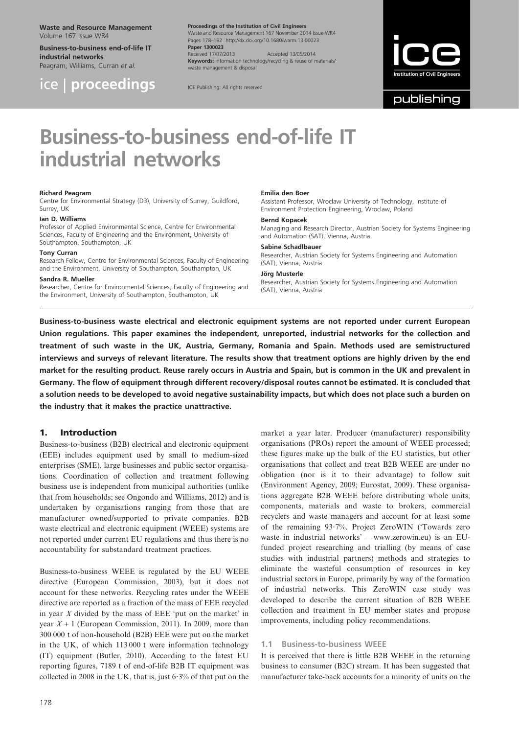# Business-to-business end-of-life IT industrial networks

**Richard Peagram**
Centre for Environmental Strategy (D3), University of Surrey, Guildford, Surrey, UK

**Ian D. Williams**
Professor of Applied Environmental Science, Centre for Environmental Sciences, Faculty of Engineering and the Environment, University of Southampton, Southampton, UK

**Tony Curran**
Research Fellow, Centre for Environmental Sciences, Faculty of Engineering and the Environment, University of Southampton, Southampton, UK

**Sandra R. Mueller**
Researcher, Centre for Environmental Sciences, Faculty of Engineering and the Environment, University of Southampton, Southampton, UK

**Emilia den Boer**
Assistant Professor, Wrocław University of Technology, Institute of Environment Protection Engineering, Wroclaw, Poland

**Bernd Kopacek**
Managing and Research Director, Austrian Society for Systems Engineering and Automation (SAT), Vienna, Austria

**Sabine Schadlbauer**
Researcher, Austrian Society for Systems Engineering and Automation (SAT), Vienna, Austria

**Jörg Musterle**
Researcher, Austrian Society for Systems Engineering and Automation (SAT), Vienna, Austria

**Business-to-business waste electrical and electronic equipment systems are not reported under current European Union regulations. This paper examines the independent, unreported, industrial networks for the collection and treatment of such waste in the UK, Austria, Germany, Romania and Spain. Methods used are semistructured interviews and surveys of relevant literature. The results show that treatment options are highly driven by the end market for the resulting product. Reuse rarely occurs in Austria and Spain, but is common in the UK and prevalent in Germany. The flow of equipment through different recovery/disposal routes cannot be estimated. It is concluded that a solution needs to be developed to avoid negative sustainability impacts, but which does not place such a burden on the industry that it makes the practice unattractive.**

## 1. Introduction

Business-to-business (B2B) electrical and electronic equipment (EEE) includes equipment used by small to medium-sized enterprises (SME), large businesses and public sector organisations. Coordination of collection and treatment following business use is independent from municipal authorities (unlike that from households; see Ongondo and Williams, 2012) and is undertaken by organisations ranging from those that are manufacturer owned/supported to private companies. B2B waste electrical and electronic equipment (WEEE) systems are not reported under current EU regulations and thus there is no accountability for substandard treatment practices.

Business-to-business WEEE is regulated by the EU WEEE directive (European Commission, 2003), but it does not account for these networks. Recycling rates under the WEEE directive are reported as a fraction of the mass of EEE recycled in year $X$ divided by the mass of EEE 'put on the market' in year $X + 1$ (European Commission, 2011). In 2009, more than 300 000 t of non-household (B2B) EEE were put on the market in the UK, of which 113 000 t were information technology (IT) equipment (Butler, 2010). According to the latest EU reporting figures, 7189 t of end-of-life B2B IT equipment was collected in 2008 in the UK, that is, just 6·3% of that put on the market a year later. Producer (manufacturer) responsibility organisations (PROs) report the amount of WEEE processed; these figures make up the bulk of the EU statistics, but other organisations that collect and treat B2B WEEE are under no obligation (nor is it to their advantage) to follow suit (Environment Agency, 2009; Eurostat, 2009). These organisations aggregate B2B WEEE before distributing whole units, components, materials and waste to brokers, commercial recyclers and waste managers and account for at least some of the remaining 93·7%. Project ZeroWIN ('Towards zero waste in industrial networks' – www.zerowin.eu) is an EU-funded project researching and trialling (by means of case studies with industrial partners) methods and strategies to eliminate the wasteful consumption of resources in key industrial sectors in Europe, primarily by way of the formation of industrial networks. This ZeroWIN case study was developed to describe the current situation of B2B WEEE collection and treatment in EU member states and propose improvements, including policy recommendations.

### 1.1 Business-to-business WEEE

It is perceived that there is little B2B WEEE in the returning business to consumer (B2C) stream. It has been suggested that manufacturer take-back accounts for a minority of units on the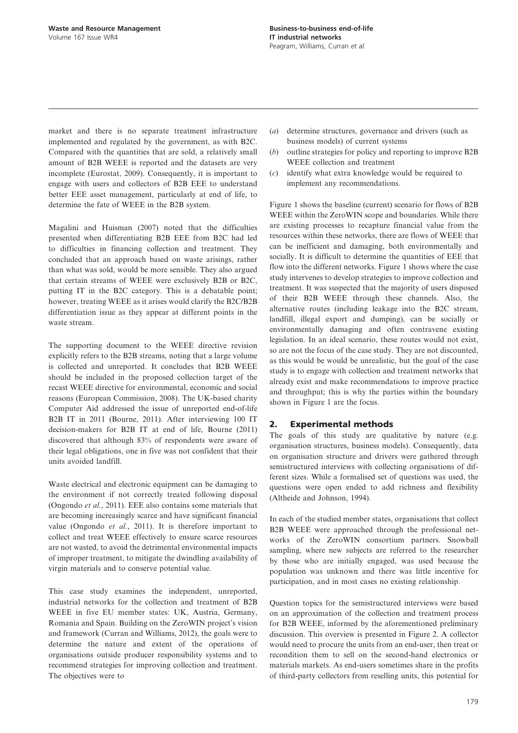market and there is no separate treatment infrastructure implemented and regulated by the government, as with B2C. Compared with the quantities that are sold, a relatively small amount of B2B WEEE is reported and the datasets are very incomplete (Eurostat, 2009). Consequently, it is important to engage with users and collectors of B2B EEE to understand better EEE asset management, particularly at end of life, to determine the fate of WEEE in the B2B system.

Magalini and Huisman (2007) noted that the difficulties presented when differentiating B2B EEE from B2C had led to difficulties in financing collection and treatment. They concluded that an approach based on waste arisings, rather than what was sold, would be more sensible. They also argued that certain streams of WEEE were exclusively B2B or B2C, putting IT in the B2C category. This is a debatable point; however, treating WEEE as it arises would clarify the B2C/B2B differentiation issue as they appear at different points in the waste stream.

The supporting document to the WEEE directive revision explicitly refers to the B2B streams, noting that a large volume is collected and unreported. It concludes that B2B WEEE should be included in the proposed collection target of the recast WEEE directive for environmental, economic and social reasons (European Commission, 2008). The UK-based charity Computer Aid addressed the issue of unreported end-of-life B2B IT in 2011 (Bourne, 2011). After interviewing 100 IT decision-makers for B2B IT at end of life, Bourne (2011) discovered that although 83% of respondents were aware of their legal obligations, one in five was not confident that their units avoided landfill.

Waste electrical and electronic equipment can be damaging to the environment if not correctly treated following disposal (Ongondo *et al.*, 2011). EEE also contains some materials that are becoming increasingly scarce and have significant financial value (Ongondo *et al.*, 2011). It is therefore important to collect and treat WEEE effectively to ensure scarce resources are not wasted, to avoid the detrimental environmental impacts of improper treatment, to mitigate the dwindling availability of virgin materials and to conserve potential value.

This case study examines the independent, unreported, industrial networks for the collection and treatment of B2B WEEE in five EU member states: UK, Austria, Germany, Romania and Spain. Building on the ZeroWIN project's vision and framework (Curran and Williams, 2012), the goals were to determine the nature and extent of the operations of organisations outside producer responsibility systems and to recommend strategies for improving collection and treatment. The objectives were to

(*a*) determine structures, governance and drivers (such as business models) of current systems
(*b*) outline strategies for policy and reporting to improve B2B WEEE collection and treatment
(*c*) identify what extra knowledge would be required to implement any recommendations.

Figure 1 shows the baseline (current) scenario for flows of B2B WEEE within the ZeroWIN scope and boundaries. While there are existing processes to recapture financial value from the resources within these networks, there are flows of WEEE that can be inefficient and damaging, both environmentally and socially. It is difficult to determine the quantities of EEE that flow into the different networks. Figure 1 shows where the case study intervenes to develop strategies to improve collection and treatment. It was suspected that the majority of users disposed of their B2B WEEE through these channels. Also, the alternative routes (including leakage into the B2C stream, landfill, illegal export and dumping), can be socially or environmentally damaging and often contravene existing legislation. In an ideal scenario, these routes would not exist, so are not the focus of the case study. They are not discounted, as this would be unrealistic, but the goal of the case study is to engage with collection and treatment networks that already exist and make recommendations to improve practice and throughput; this is why the parties within the boundary shown in Figure 1 are the focus.

## 2. Experimental methods

The goals of this study are qualitative by nature (e.g. organisation structures, business models). Consequently, data on organisation structure and drivers were gathered through semistructured interviews with collecting organisations of different sizes. While a formalised set of questions was used, the questions were open ended to add richness and flexibility (Altheide and Johnson, 1994).

In each of the studied member states, organisations that collect B2B WEEE were approached through the professional networks of the ZeroWIN consortium partners. Snowball sampling, where new subjects are referred to the researcher by those who are initially engaged, was used because the population was unknown and there was little incentive for participation, and in most cases no existing relationship.

Question topics for the semistructured interviews were based on an approximation of the collection and treatment process for B2B WEEE, informed by the aforementioned preliminary discussion. This overview is presented in Figure 2. A collector would need to procure the units from an end-user, then treat or recondition them to sell on the second-hand electronics or materials markets. As end-users sometimes share in the profits of third-party collectors from reselling units, this potential for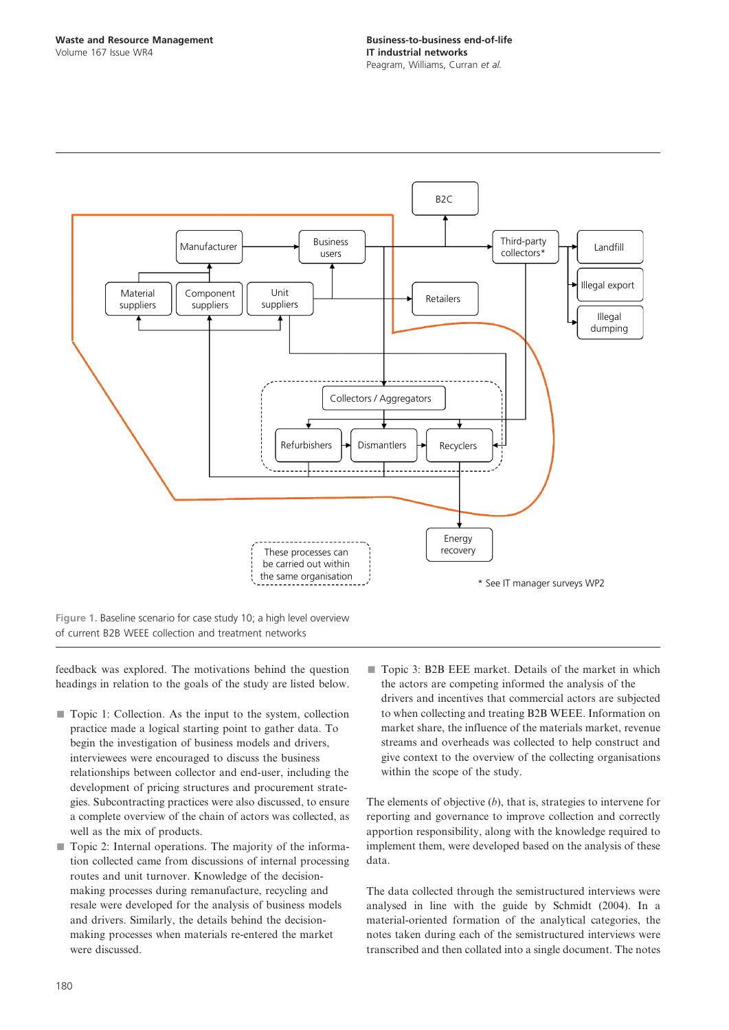Figure 1. Baseline scenario for case study 10; a high level overview of current B2B WEEE collection and treatment networks

feedback was explored. The motivations behind the question headings in relation to the goals of the study are listed below.

- Topic 1: Collection. As the input to the system, collection practice made a logical starting point to gather data. To begin the investigation of business models and drivers, interviewees were encouraged to discuss the business relationships between collector and end-user, including the development of pricing structures and procurement strategies. Subcontracting practices were also discussed, to ensure a complete overview of the chain of actors was collected, as well as the mix of products.
- Topic 2: Internal operations. The majority of the information collected came from discussions of internal processing routes and unit turnover. Knowledge of the decision-making processes during remanufacture, recycling and resale were developed for the analysis of business models and drivers. Similarly, the details behind the decision-making processes when materials re-entered the market were discussed.
- Topic 3: B2B EEE market. Details of the market in which the actors are competing informed the analysis of the drivers and incentives that commercial actors are subjected to when collecting and treating B2B WEEE. Information on market share, the influence of the materials market, revenue streams and overheads was collected to help construct and give context to the overview of the collecting organisations within the scope of the study.

The elements of objective (*b*), that is, strategies to intervene for reporting and governance to improve collection and correctly apportion responsibility, along with the knowledge required to implement them, were developed based on the analysis of these data.

The data collected through the semistructured interviews were analysed in line with the guide by Schmidt (2004). In a material-oriented formation of the analytical categories, the notes taken during each of the semistructured interviews were transcribed and then collated into a single document. The notes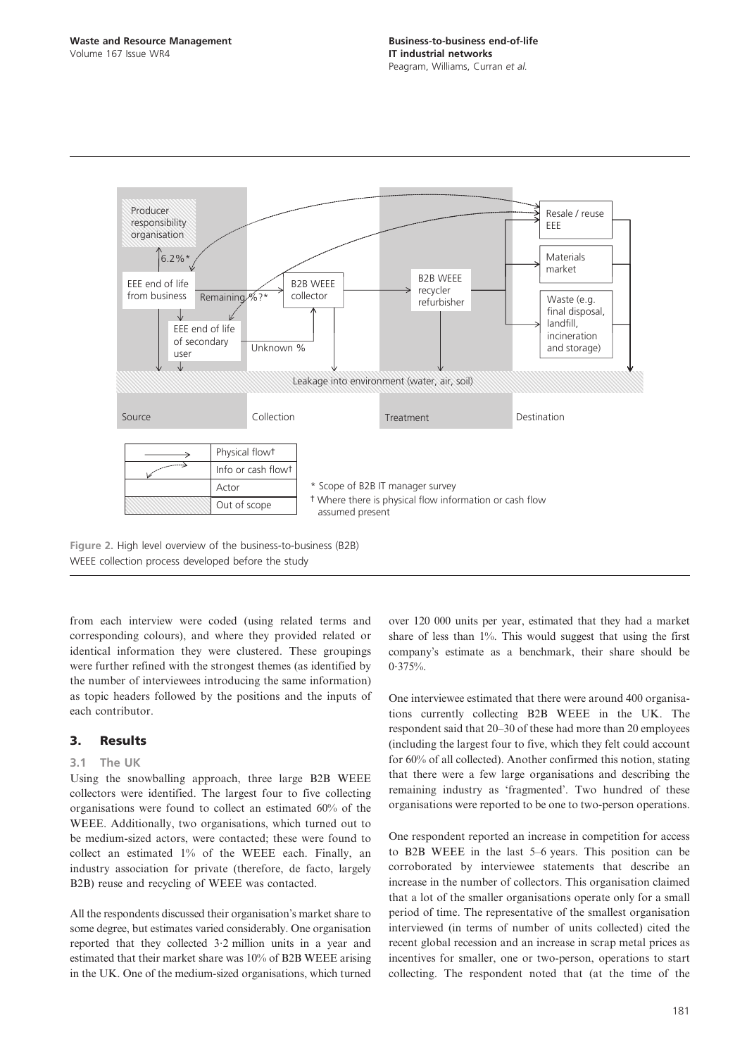Figure 2. High level overview of the business-to-business (B2B) WEEE collection process developed before the study

from each interview were coded (using related terms and corresponding colours), and where they provided related or identical information they were clustered. These groupings were further refined with the strongest themes (as identified by the number of interviewees introducing the same information) as topic headers followed by the positions and the inputs of each contributor.

## 3. Results

### 3.1 The UK

Using the snowballing approach, three large B2B WEEE collectors were identified. The largest four to five collecting organisations were found to collect an estimated 60% of the WEEE. Additionally, two organisations, which turned out to be medium-sized actors, were contacted; these were found to collect an estimated 1% of the WEEE each. Finally, an industry association for private (therefore, de facto, largely B2B) reuse and recycling of WEEE was contacted.

All the respondents discussed their organisation's market share to some degree, but estimates varied considerably. One organisation reported that they collected 3·2 million units in a year and estimated that their market share was 10% of B2B WEEE arising in the UK. One of the medium-sized organisations, which turned over 120 000 units per year, estimated that they had a market share of less than 1%. This would suggest that using the first company's estimate as a benchmark, their share should be 0·375%.

One interviewee estimated that there were around 400 organisations currently collecting B2B WEEE in the UK. The respondent said that 20–30 of these had more than 20 employees (including the largest four to five, which they felt could account for 60% of all collected). Another confirmed this notion, stating that there were a few large organisations and describing the remaining industry as 'fragmented'. Two hundred of these organisations were reported to be one to two-person operations.

One respondent reported an increase in competition for access to B2B WEEE in the last 5–6 years. This position can be corroborated by interviewee statements that describe an increase in the number of collectors. This organisation claimed that a lot of the smaller organisations operate only for a small period of time. The representative of the smallest organisation interviewed (in terms of number of units collected) cited the recent global recession and an increase in scrap metal prices as incentives for smaller, one or two-person, operations to start collecting. The respondent noted that (at the time of the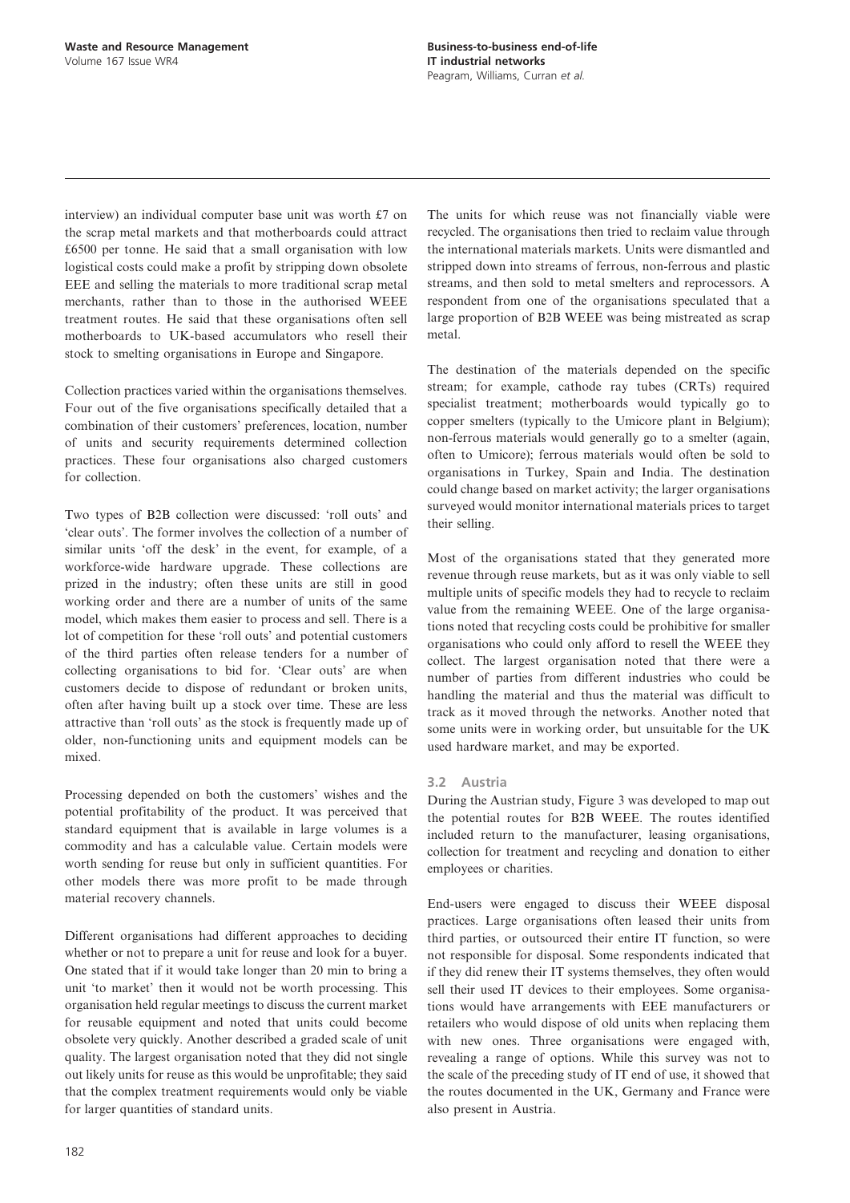interview) an individual computer base unit was worth £7 on the scrap metal markets and that motherboards could attract £6500 per tonne. He said that a small organisation with low logistical costs could make a profit by stripping down obsolete EEE and selling the materials to more traditional scrap metal merchants, rather than to those in the authorised WEEE treatment routes. He said that these organisations often sell motherboards to UK-based accumulators who resell their stock to smelting organisations in Europe and Singapore.

Collection practices varied within the organisations themselves. Four out of the five organisations specifically detailed that a combination of their customers' preferences, location, number of units and security requirements determined collection practices. These four organisations also charged customers for collection.

Two types of B2B collection were discussed: 'roll outs' and 'clear outs'. The former involves the collection of a number of similar units 'off the desk' in the event, for example, of a workforce-wide hardware upgrade. These collections are prized in the industry; often these units are still in good working order and there are a number of units of the same model, which makes them easier to process and sell. There is a lot of competition for these 'roll outs' and potential customers of the third parties often release tenders for a number of collecting organisations to bid for. 'Clear outs' are when customers decide to dispose of redundant or broken units, often after having built up a stock over time. These are less attractive than 'roll outs' as the stock is frequently made up of older, non-functioning units and equipment models can be mixed.

Processing depended on both the customers' wishes and the potential profitability of the product. It was perceived that standard equipment that is available in large volumes is a commodity and has a calculable value. Certain models were worth sending for reuse but only in sufficient quantities. For other models there was more profit to be made through material recovery channels.

Different organisations had different approaches to deciding whether or not to prepare a unit for reuse and look for a buyer. One stated that if it would take longer than 20 min to bring a unit 'to market' then it would not be worth processing. This organisation held regular meetings to discuss the current market for reusable equipment and noted that units could become obsolete very quickly. Another described a graded scale of unit quality. The largest organisation noted that they did not single out likely units for reuse as this would be unprofitable; they said that the complex treatment requirements would only be viable for larger quantities of standard units.

The units for which reuse was not financially viable were recycled. The organisations then tried to reclaim value through the international materials markets. Units were dismantled and stripped down into streams of ferrous, non-ferrous and plastic streams, and then sold to metal smelters and reprocessors. A respondent from one of the organisations speculated that a large proportion of B2B WEEE was being mistreated as scrap metal.

The destination of the materials depended on the specific stream; for example, cathode ray tubes (CRTs) required specialist treatment; motherboards would typically go to copper smelters (typically to the Umicore plant in Belgium); non-ferrous materials would generally go to a smelter (again, often to Umicore); ferrous materials would often be sold to organisations in Turkey, Spain and India. The destination could change based on market activity; the larger organisations surveyed would monitor international materials prices to target their selling.

Most of the organisations stated that they generated more revenue through reuse markets, but as it was only viable to sell multiple units of specific models they had to recycle to reclaim value from the remaining WEEE. One of the large organisations noted that recycling costs could be prohibitive for smaller organisations who could only afford to resell the WEEE they collect. The largest organisation noted that there were a number of parties from different industries who could be handling the material and thus the material was difficult to track as it moved through the networks. Another noted that some units were in working order, but unsuitable for the UK used hardware market, and may be exported.

### 3.2 Austria

During the Austrian study, Figure 3 was developed to map out the potential routes for B2B WEEE. The routes identified included return to the manufacturer, leasing organisations, collection for treatment and recycling and donation to either employees or charities.

End-users were engaged to discuss their WEEE disposal practices. Large organisations often leased their units from third parties, or outsourced their entire IT function, so were not responsible for disposal. Some respondents indicated that if they did renew their IT systems themselves, they often would sell their used IT devices to their employees. Some organisations would have arrangements with EEE manufacturers or retailers who would dispose of old units when replacing them with new ones. Three organisations were engaged with, revealing a range of options. While this survey was not to the scale of the preceding study of IT end of use, it showed that the routes documented in the UK, Germany and France were also present in Austria.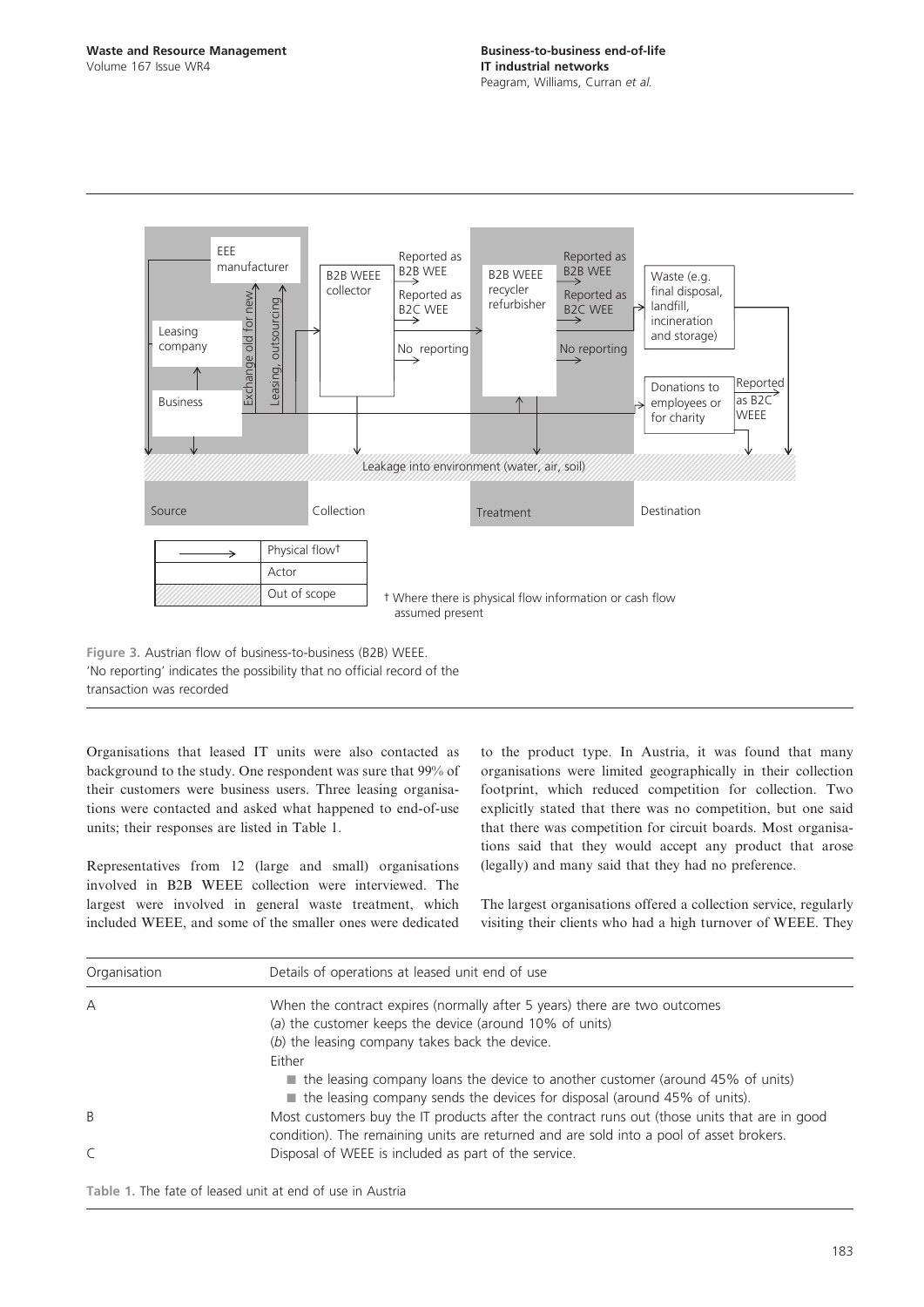Figure 3. Austrian flow of business-to-business (B2B) WEEE. 'No reporting' indicates the possibility that no official record of the transaction was recorded

Organisations that leased IT units were also contacted as background to the study. One respondent was sure that 99% of their customers were business users. Three leasing organisations were contacted and asked what happened to end-of-use units; their responses are listed in Table 1.

Representatives from 12 (large and small) organisations involved in B2B WEEE collection were interviewed. The largest were involved in general waste treatment, which included WEEE, and some of the smaller ones were dedicated to the product type. In Austria, it was found that many organisations were limited geographically in their collection footprint, which reduced competition for collection. Two explicitly stated that there was no competition, but one said that there was competition for circuit boards. Most organisations said that they would accept any product that arose (legally) and many said that they had no preference.

The largest organisations offered a collection service, regularly visiting their clients who had a high turnover of WEEE. They

| Organisation | Details of operations at leased unit end of use |
| --- | --- |
| A | When the contract expires (normally after 5 years) there are two outcomes<br>(*a*) the customer keeps the device (around 10% of units)<br>(*b*) the leasing company takes back the device.<br>Either<br>■ the leasing company loans the device to another customer (around 45% of units)<br>■ the leasing company sends the devices for disposal (around 45% of units). |
| B | Most customers buy the IT products after the contract runs out (those units that are in good condition). The remaining units are returned and are sold into a pool of asset brokers. |
| C | Disposal of WEEE is included as part of the service. |

Table 1. The fate of leased unit at end of use in Austria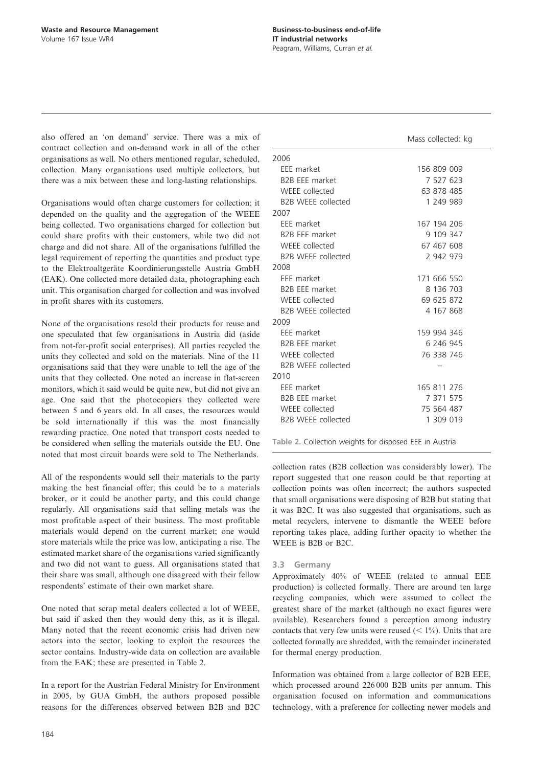also offered an 'on demand' service. There was a mix of contract collection and on-demand work in all of the other organisations as well. No others mentioned regular, scheduled, collection. Many organisations used multiple collectors, but there was a mix between these and long-lasting relationships.

Organisations would often charge customers for collection; it depended on the quality and the aggregation of the WEEE being collected. Two organisations charged for collection but could share profits with their customers, while two did not charge and did not share. All of the organisations fulfilled the legal requirement of reporting the quantities and product type to the Elektroaltgeräte Koordinierungsstelle Austria GmbH (EAK). One collected more detailed data, photographing each unit. This organisation charged for collection and was involved in profit shares with its customers.

None of the organisations resold their products for reuse and one speculated that few organisations in Austria did (aside from not-for-profit social enterprises). All parties recycled the units they collected and sold on the materials. Nine of the 11 organisations said that they were unable to tell the age of the units that they collected. One noted an increase in flat-screen monitors, which it said would be quite new, but did not give an age. One said that the photocopiers they collected were between 5 and 6 years old. In all cases, the resources would be sold internationally if this was the most financially rewarding practice. One noted that transport costs needed to be considered when selling the materials outside the EU. One noted that most circuit boards were sold to The Netherlands.

All of the respondents would sell their materials to the party making the best financial offer; this could be to a materials broker, or it could be another party, and this could change regularly. All organisations said that selling metals was the most profitable aspect of their business. The most profitable materials would depend on the current market; one would store materials while the price was low, anticipating a rise. The estimated market share of the organisations varied significantly and two did not want to guess. All organisations stated that their share was small, although one disagreed with their fellow respondents' estimate of their own market share.

One noted that scrap metal dealers collected a lot of WEEE, but said if asked then they would deny this, as it is illegal. Many noted that the recent economic crisis had driven new actors into the sector, looking to exploit the resources the sector contains. Industry-wide data on collection are available from the EAK; these are presented in Table 2.

| | Mass collected: kg |
|---|---|
| 2006 | |
| EEE market | 156 809 009 |
| B2B EEE market | 7 527 623 |
| WEEE collected | 63 878 485 |
| B2B WEEE collected | 1 249 989 |
| 2007 | |
| EEE market | 167 194 206 |
| B2B EEE market | 9 109 347 |
| WEEE collected | 67 467 608 |
| B2B WEEE collected | 2 942 979 |
| 2008 | |
| EEE market | 171 666 550 |
| B2B EEE market | 8 136 703 |
| WEEE collected | 69 625 872 |
| B2B WEEE collected | 4 167 868 |
| 2009 | |
| EEE market | 159 994 346 |
| B2B EEE market | 6 246 945 |
| WEEE collected | 76 338 746 |
| B2B WEEE collected | – |
| 2010 | |
| EEE market | 165 811 276 |
| B2B EEE market | 7 371 575 |
| WEEE collected | 75 564 487 |
| B2B WEEE collected | 1 309 019 |

Table 2. Collection weights for disposed EEE in Austria

In a report for the Austrian Federal Ministry for Environment in 2005, by GUA GmbH, the authors proposed possible reasons for the differences observed between B2B and B2C collection rates (B2B collection was considerably lower). The report suggested that one reason could be that reporting at collection points was often incorrect; the authors suspected that small organisations were disposing of B2B but stating that it was B2C. It was also suggested that organisations, such as metal recyclers, intervene to dismantle the WEEE before reporting takes place, adding further opacity to whether the WEEE is B2B or B2C.

### 3.3 Germany

Approximately 40% of WEEE (related to annual EEE production) is collected formally. There are around ten large recycling companies, which were assumed to collect the greatest share of the market (although no exact figures were available). Researchers found a perception among industry contacts that very few units were reused (< 1%). Units that are collected formally are shredded, with the remainder incinerated for thermal energy production.

Information was obtained from a large collector of B2B EEE, which processed around 226 000 B2B units per annum. This organisation focused on information and communications technology, with a preference for collecting newer models and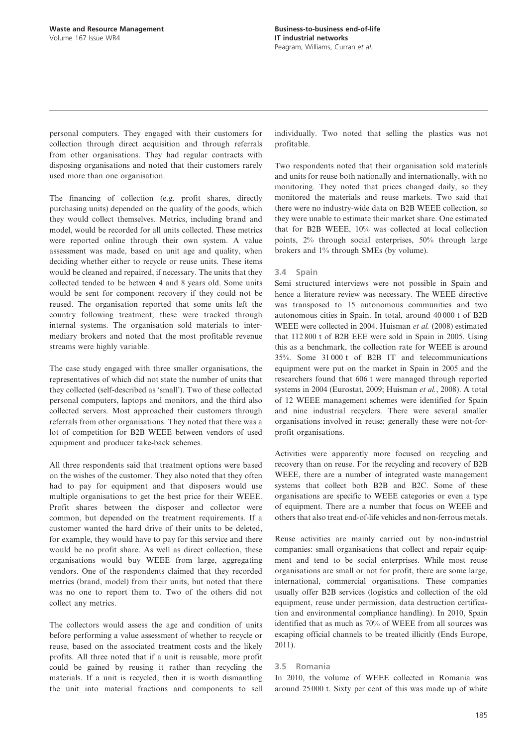personal computers. They engaged with their customers for collection through direct acquisition and through referrals from other organisations. They had regular contracts with disposing organisations and noted that their customers rarely used more than one organisation.

The financing of collection (e.g. profit shares, directly purchasing units) depended on the quality of the goods, which they would collect themselves. Metrics, including brand and model, would be recorded for all units collected. These metrics were reported online through their own system. A value assessment was made, based on unit age and quality, when deciding whether either to recycle or reuse units. These items would be cleaned and repaired, if necessary. The units that they collected tended to be between 4 and 8 years old. Some units would be sent for component recovery if they could not be reused. The organisation reported that some units left the country following treatment; these were tracked through internal systems. The organisation sold materials to intermediary brokers and noted that the most profitable revenue streams were highly variable.

The case study engaged with three smaller organisations, the representatives of which did not state the number of units that they collected (self-described as 'small'). Two of these collected personal computers, laptops and monitors, and the third also collected servers. Most approached their customers through referrals from other organisations. They noted that there was a lot of competition for B2B WEEE between vendors of used equipment and producer take-back schemes.

All three respondents said that treatment options were based on the wishes of the customer. They also noted that they often had to pay for equipment and that disposers would use multiple organisations to get the best price for their WEEE. Profit shares between the disposer and collector were common, but depended on the treatment requirements. If a customer wanted the hard drive of their units to be deleted, for example, they would have to pay for this service and there would be no profit share. As well as direct collection, these organisations would buy WEEE from large, aggregating vendors. One of the respondents claimed that they recorded metrics (brand, model) from their units, but noted that there was no one to report them to. Two of the others did not collect any metrics.

The collectors would assess the age and condition of units before performing a value assessment of whether to recycle or reuse, based on the associated treatment costs and the likely profits. All three noted that if a unit is reusable, more profit could be gained by reusing it rather than recycling the materials. If a unit is recycled, then it is worth dismantling the unit into material fractions and components to sell individually. Two noted that selling the plastics was not profitable.

Two respondents noted that their organisation sold materials and units for reuse both nationally and internationally, with no monitoring. They noted that prices changed daily, so they monitored the materials and reuse markets. Two said that there were no industry-wide data on B2B WEEE collection, so they were unable to estimate their market share. One estimated that for B2B WEEE, 10% was collected at local collection points, 2% through social enterprises, 50% through large brokers and 1% through SMEs (by volume).

### 3.4 Spain

Semi structured interviews were not possible in Spain and hence a literature review was necessary. The WEEE directive was transposed to 15 autonomous communities and two autonomous cities in Spain. In total, around 40 000 t of B2B WEEE were collected in 2004. Huisman *et al.* (2008) estimated that 112 800 t of B2B EEE were sold in Spain in 2005. Using this as a benchmark, the collection rate for WEEE is around 35%. Some 31 000 t of B2B IT and telecommunications equipment were put on the market in Spain in 2005 and the researchers found that 606 t were managed through reported systems in 2004 (Eurostat, 2009; Huisman *et al.*, 2008). A total of 12 WEEE management schemes were identified for Spain and nine industrial recyclers. There were several smaller organisations involved in reuse; generally these were not-for-profit organisations.

Activities were apparently more focused on recycling and recovery than on reuse. For the recycling and recovery of B2B WEEE, there are a number of integrated waste management systems that collect both B2B and B2C. Some of these organisations are specific to WEEE categories or even a type of equipment. There are a number that focus on WEEE and others that also treat end-of-life vehicles and non-ferrous metals.

Reuse activities are mainly carried out by non-industrial companies: small organisations that collect and repair equipment and tend to be social enterprises. While most reuse organisations are small or not for profit, there are some large, international, commercial organisations. These companies usually offer B2B services (logistics and collection of the old equipment, reuse under permission, data destruction certification and environmental compliance handling). In 2010, Spain identified that as much as 70% of WEEE from all sources was escaping official channels to be treated illicitly (Ends Europe, 2011).

### 3.5 Romania

In 2010, the volume of WEEE collected in Romania was around 25 000 t. Sixty per cent of this was made up of white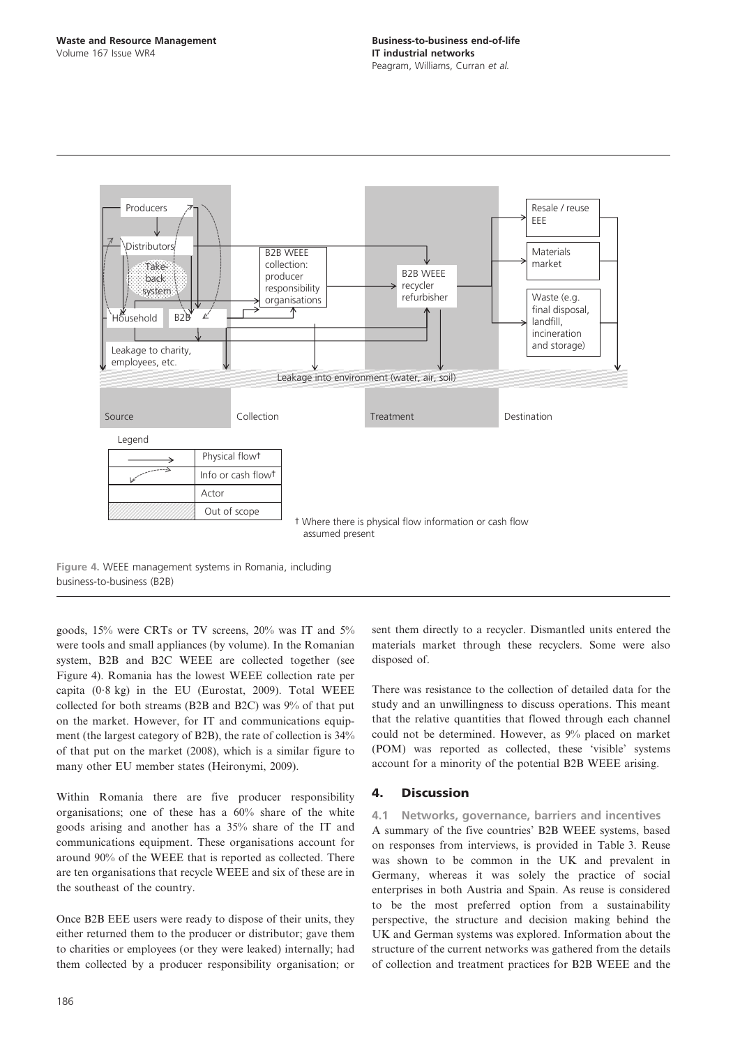Figure 4. WEEE management systems in Romania, including business-to-business (B2B)

goods, 15% were CRTs or TV screens, 20% was IT and 5% were tools and small appliances (by volume). In the Romanian system, B2B and B2C WEEE are collected together (see Figure 4). Romania has the lowest WEEE collection rate per capita (0·8 kg) in the EU (Eurostat, 2009). Total WEEE collected for both streams (B2B and B2C) was 9% of that put on the market. However, for IT and communications equipment (the largest category of B2B), the rate of collection is 34% of that put on the market (2008), which is a similar figure to many other EU member states (Heironymi, 2009).

Within Romania there are five producer responsibility organisations; one of these has a 60% share of the white goods arising and another has a 35% share of the IT and communications equipment. These organisations account for around 90% of the WEEE that is reported as collected. There are ten organisations that recycle WEEE and six of these are in the southeast of the country.

Once B2B EEE users were ready to dispose of their units, they either returned them to the producer or distributor; gave them to charities or employees (or they were leaked) internally; had them collected by a producer responsibility organisation; or sent them directly to a recycler. Dismantled units entered the materials market through these recyclers. Some were also disposed of.

There was resistance to the collection of detailed data for the study and an unwillingness to discuss operations. This meant that the relative quantities that flowed through each channel could not be determined. However, as 9% placed on market (POM) was reported as collected, these 'visible' systems account for a minority of the potential B2B WEEE arising.

## 4. Discussion

### 4.1 Networks, governance, barriers and incentives

A summary of the five countries' B2B WEEE systems, based on responses from interviews, is provided in Table 3. Reuse was shown to be common in the UK and prevalent in Germany, whereas it was solely the practice of social enterprises in both Austria and Spain. As reuse is considered to be the most preferred option from a sustainability perspective, the structure and decision making behind the UK and German systems was explored. Information about the structure of the current networks was gathered from the details of collection and treatment practices for B2B WEEE and the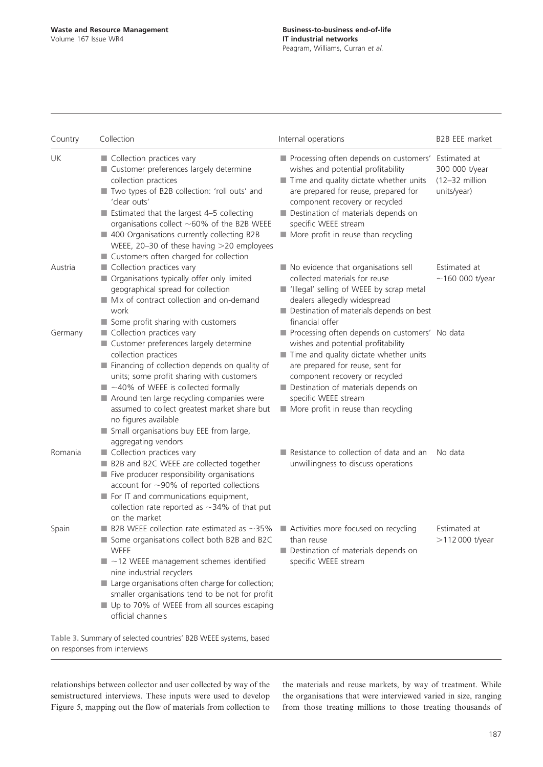| Country | Collection | Internal operations | B2B EEE market |
| --- | --- | --- | --- |
| UK | ■ Collection practices vary<br>■ Customer preferences largely determine collection practices<br>■ Two types of B2B collection: 'roll outs' and 'clear outs'<br>■ Estimated that the largest 4–5 collecting organisations collect ~60% of the B2B WEEE<br>■ 400 Organisations currently collecting B2B WEEE, 20–30 of these having >20 employees<br>■ Customers often charged for collection | ■ Processing often depends on customers' wishes and potential profitability<br>■ Time and quality dictate whether units are prepared for reuse, prepared for component recovery or recycled<br>■ Destination of materials depends on specific WEEE stream<br>■ More profit in reuse than recycling | Estimated at 300 000 t/year (12–32 million units/year) |
| Austria | ■ Collection practices vary<br>■ Organisations typically offer only limited geographical spread for collection<br>■ Mix of contract collection and on-demand work<br>■ Some profit sharing with customers | ■ No evidence that organisations sell collected materials for reuse<br>■ 'Illegal' selling of WEEE by scrap metal dealers allegedly widespread<br>■ Destination of materials depends on best financial offer | Estimated at ~160 000 t/year |
| Germany | ■ Collection practices vary<br>■ Customer preferences largely determine collection practices<br>■ Financing of collection depends on quality of units; some profit sharing with customers<br>■ ~40% of WEEE is collected formally<br>■ Around ten large recycling companies were assumed to collect greatest market share but no figures available<br>■ Small organisations buy EEE from large, aggregating vendors | ■ Processing often depends on customers' wishes and potential profitability<br>■ Time and quality dictate whether units are prepared for reuse, sent for component recovery or recycled<br>■ Destination of materials depends on specific WEEE stream<br>■ More profit in reuse than recycling | No data |
| Romania | ■ Collection practices vary<br>■ B2B and B2C WEEE are collected together<br>■ Five producer responsibility organisations account for ~90% of reported collections<br>■ For IT and communications equipment, collection rate reported as ~34% of that put on the market | ■ Resistance to collection of data and an unwillingness to discuss operations | No data |
| Spain | ■ B2B WEEE collection rate estimated as ~35%<br>■ Some organisations collect both B2B and B2C WEEE<br>■ ~12 WEEE management schemes identified nine industrial recyclers<br>■ Large organisations often charge for collection; smaller organisations tend to be not for profit<br>■ Up to 70% of WEEE from all sources escaping official channels | ■ Activities more focused on recycling than reuse<br>■ Destination of materials depends on specific WEEE stream | Estimated at >112 000 t/year |

Table 3. Summary of selected countries' B2B WEEE systems, based on responses from interviews

relationships between collector and user collected by way of the semistructured interviews. These inputs were used to develop Figure 5, mapping out the flow of materials from collection to the materials and reuse markets, by way of treatment. While the organisations that were interviewed varied in size, ranging from those treating millions to those treating thousands of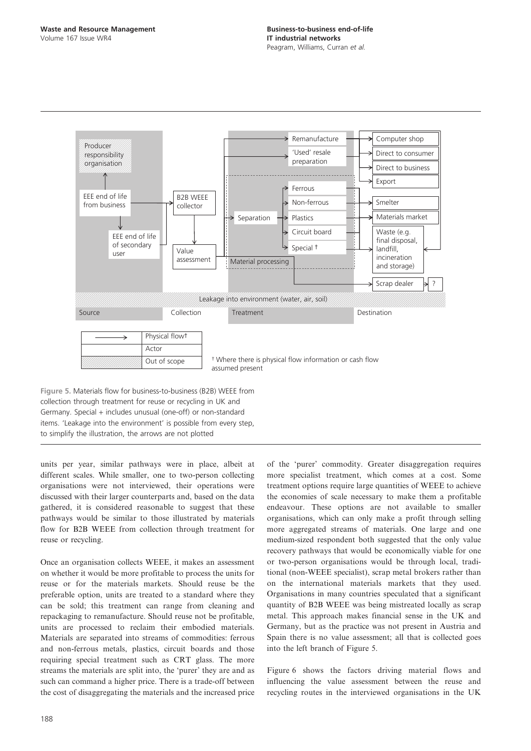Producer responsibility organisation

EEE end of life from business

EEE end of life of secondary user

B2B WEEE collector

Value assessment

Remanufacture

'Used' resale preparation

Separation

Ferrous

Non-ferrous

Plastics

Circuit board

Special †

Material processing

Computer shop

Direct to consumer

Direct to business

Export

Smelter

Materials market

Waste (e.g. final disposal, landfill, incineration and storage)

Scrap dealer

?

Leakage into environment (water, air, soil)

Source

Collection

Treatment

Destination

Physical flow†

Actor

Out of scope

† Where there is physical flow information or cash flow assumed present

Figure 5. Materials flow for business-to-business (B2B) WEEE from collection through treatment for reuse or recycling in UK and Germany. Special + includes unusual (one-off) or non-standard items. 'Leakage into the environment' is possible from every step, to simplify the illustration, the arrows are not plotted

units per year, similar pathways were in place, albeit at different scales. While smaller, one to two-person collecting organisations were not interviewed, their operations were discussed with their larger counterparts and, based on the data gathered, it is considered reasonable to suggest that these pathways would be similar to those illustrated by materials flow for B2B WEEE from collection through treatment for reuse or recycling.

Once an organisation collects WEEE, it makes an assessment on whether it would be more profitable to process the units for reuse or for the materials markets. Should reuse be the preferable option, units are treated to a standard where they can be sold; this treatment can range from cleaning and repackaging to remanufacture. Should reuse not be profitable, units are processed to reclaim their embodied materials. Materials are separated into streams of commodities: ferrous and non-ferrous metals, plastics, circuit boards and those requiring special treatment such as CRT glass. The more streams the materials are split into, the 'purer' they are and as such can command a higher price. There is a trade-off between the cost of disaggregating the materials and the increased price of the 'purer' commodity. Greater disaggregation requires more specialist treatment, which comes at a cost. Some treatment options require large quantities of WEEE to achieve the economies of scale necessary to make them a profitable endeavour. These options are not available to smaller organisations, which can only make a profit through selling more aggregated streams of materials. One large and one medium-sized respondent both suggested that the only value recovery pathways that would be economically viable for one or two-person organisations would be through local, traditional (non-WEEE specialist), scrap metal brokers rather than on the international materials markets that they used. Organisations in many countries speculated that a significant quantity of B2B WEEE was being mistreated locally as scrap metal. This approach makes financial sense in the UK and Germany, but as the practice was not present in Austria and Spain there is no value assessment; all that is collected goes into the left branch of Figure 5.

Figure 6 shows the factors driving material flows and influencing the value assessment between the reuse and recycling routes in the interviewed organisations in the UK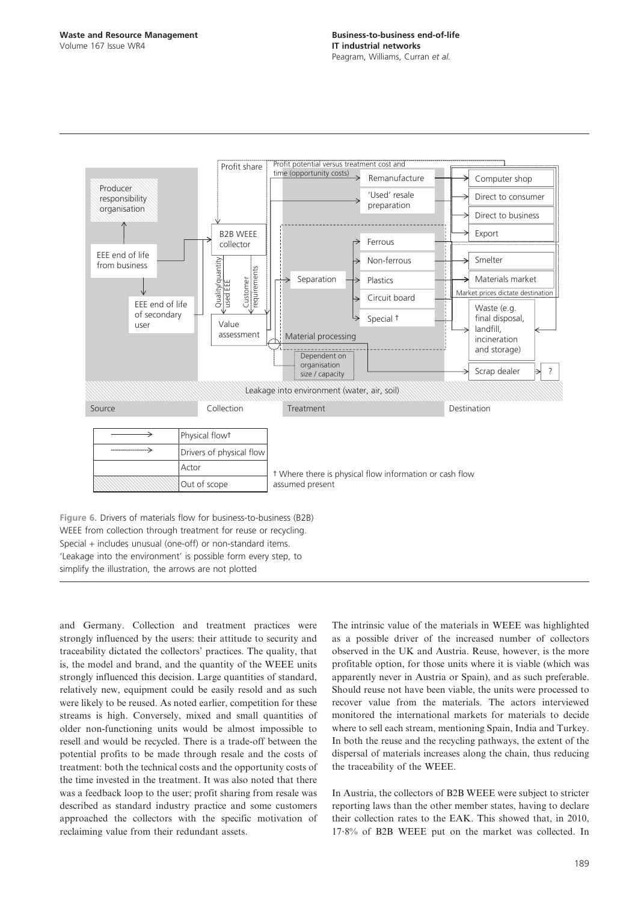Figure 6. Drivers of materials flow for business-to-business (B2B) WEEE from collection through treatment for reuse or recycling. Special + includes unusual (one-off) or non-standard items. 'Leakage into the environment' is possible form every step, to simplify the illustration, the arrows are not plotted

and Germany. Collection and treatment practices were strongly influenced by the users: their attitude to security and traceability dictated the collectors' practices. The quality, that is, the model and brand, and the quantity of the WEEE units strongly influenced this decision. Large quantities of standard, relatively new, equipment could be easily resold and as such were likely to be reused. As noted earlier, competition for these streams is high. Conversely, mixed and small quantities of older non-functioning units would be almost impossible to resell and would be recycled. There is a trade-off between the potential profits to be made through resale and the costs of treatment: both the technical costs and the opportunity costs of the time invested in the treatment. It was also noted that there was a feedback loop to the user; profit sharing from resale was described as standard industry practice and some customers approached the collectors with the specific motivation of reclaiming value from their redundant assets.

The intrinsic value of the materials in WEEE was highlighted as a possible driver of the increased number of collectors observed in the UK and Austria. Reuse, however, is the more profitable option, for those units where it is viable (which was apparently never in Austria or Spain), and as such preferable. Should reuse not have been viable, the units were processed to recover value from the materials. The actors interviewed monitored the international markets for materials to decide where to sell each stream, mentioning Spain, India and Turkey. In both the reuse and the recycling pathways, the extent of the dispersal of materials increases along the chain, thus reducing the traceability of the WEEE.

In Austria, the collectors of B2B WEEE were subject to stricter reporting laws than the other member states, having to declare their collection rates to the EAK. This showed that, in 2010, 17·8% of B2B WEEE put on the market was collected. In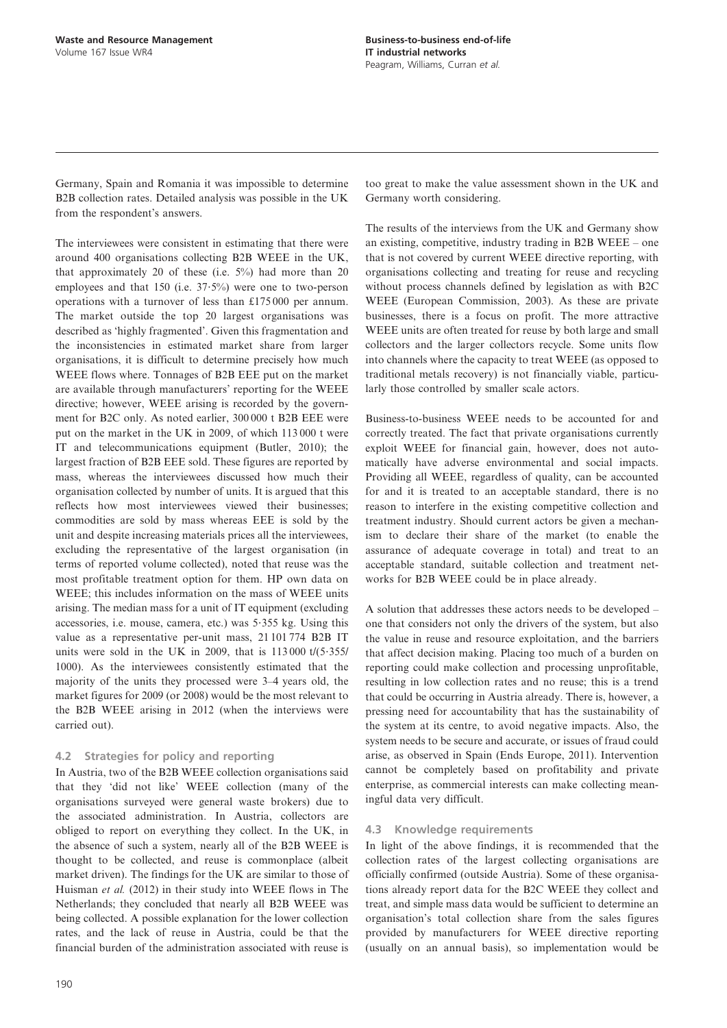Germany, Spain and Romania it was impossible to determine B2B collection rates. Detailed analysis was possible in the UK from the respondent's answers.

The interviewees were consistent in estimating that there were around 400 organisations collecting B2B WEEE in the UK, that approximately 20 of these (i.e. 5%) had more than 20 employees and that 150 (i.e. 37·5%) were one to two-person operations with a turnover of less than £175 000 per annum. The market outside the top 20 largest organisations was described as 'highly fragmented'. Given this fragmentation and the inconsistencies in estimated market share from larger organisations, it is difficult to determine precisely how much WEEE flows where. Tonnages of B2B EEE put on the market are available through manufacturers' reporting for the WEEE directive; however, WEEE arising is recorded by the government for B2C only. As noted earlier, 300 000 t B2B EEE were put on the market in the UK in 2009, of which 113 000 t were IT and telecommunications equipment (Butler, 2010); the largest fraction of B2B EEE sold. These figures are reported by mass, whereas the interviewees discussed how much their organisation collected by number of units. It is argued that this reflects how most interviewees viewed their businesses; commodities are sold by mass whereas EEE is sold by the unit and despite increasing materials prices all the interviewees, excluding the representative of the largest organisation (in terms of reported volume collected), noted that reuse was the most profitable treatment option for them. HP own data on WEEE; this includes information on the mass of WEEE units arising. The median mass for a unit of IT equipment (excluding accessories, i.e. mouse, camera, etc.) was 5·355 kg. Using this value as a representative per-unit mass, 21 101 774 B2B IT units were sold in the UK in 2009, that is 113 000 t/(5·355/1000). As the interviewees consistently estimated that the majority of the units they processed were 3–4 years old, the market figures for 2009 (or 2008) would be the most relevant to the B2B WEEE arising in 2012 (when the interviews were carried out).

### 4.2 Strategies for policy and reporting

In Austria, two of the B2B WEEE collection organisations said that they 'did not like' WEEE collection (many of the organisations surveyed were general waste brokers) due to the associated administration. In Austria, collectors are obliged to report on everything they collect. In the UK, in the absence of such a system, nearly all of the B2B WEEE is thought to be collected, and reuse is commonplace (albeit market driven). The findings for the UK are similar to those of Huisman *et al.* (2012) in their study into WEEE flows in The Netherlands; they concluded that nearly all B2B WEEE was being collected. A possible explanation for the lower collection rates, and the lack of reuse in Austria, could be that the financial burden of the administration associated with reuse is too great to make the value assessment shown in the UK and Germany worth considering.

The results of the interviews from the UK and Germany show an existing, competitive, industry trading in B2B WEEE – one that is not covered by current WEEE directive reporting, with organisations collecting and treating for reuse and recycling without process channels defined by legislation as with B2C WEEE (European Commission, 2003). As these are private businesses, there is a focus on profit. The more attractive WEEE units are often treated for reuse by both large and small collectors and the larger collectors recycle. Some units flow into channels where the capacity to treat WEEE (as opposed to traditional metals recovery) is not financially viable, particularly those controlled by smaller scale actors.

Business-to-business WEEE needs to be accounted for and correctly treated. The fact that private organisations currently exploit WEEE for financial gain, however, does not automatically have adverse environmental and social impacts. Providing all WEEE, regardless of quality, can be accounted for and it is treated to an acceptable standard, there is no reason to interfere in the existing competitive collection and treatment industry. Should current actors be given a mechanism to declare their share of the market (to enable the assurance of adequate coverage in total) and treat to an acceptable standard, suitable collection and treatment networks for B2B WEEE could be in place already.

A solution that addresses these actors needs to be developed – one that considers not only the drivers of the system, but also the value in reuse and resource exploitation, and the barriers that affect decision making. Placing too much of a burden on reporting could make collection and processing unprofitable, resulting in low collection rates and no reuse; this is a trend that could be occurring in Austria already. There is, however, a pressing need for accountability that has the sustainability of the system at its centre, to avoid negative impacts. Also, the system needs to be secure and accurate, or issues of fraud could arise, as observed in Spain (Ends Europe, 2011). Intervention cannot be completely based on profitability and private enterprise, as commercial interests can make collecting meaningful data very difficult.

### 4.3 Knowledge requirements

In light of the above findings, it is recommended that the collection rates of the largest collecting organisations are officially confirmed (outside Austria). Some of these organisations already report data for the B2C WEEE they collect and treat, and simple mass data would be sufficient to determine an organisation's total collection share from the sales figures provided by manufacturers for WEEE directive reporting (usually on an annual basis), so implementation would be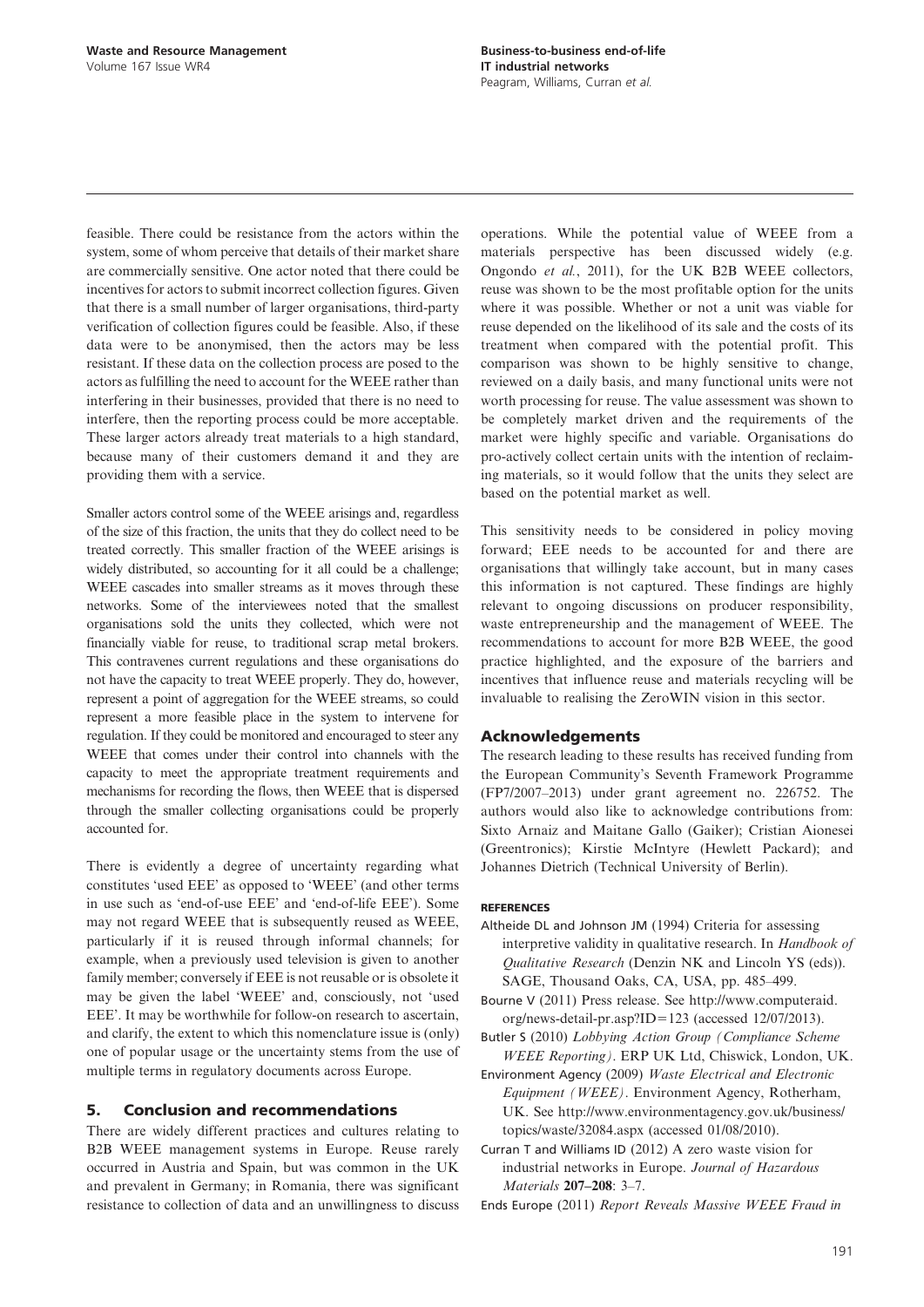feasible. There could be resistance from the actors within the system, some of whom perceive that details of their market share are commercially sensitive. One actor noted that there could be incentives for actors to submit incorrect collection figures. Given that there is a small number of larger organisations, third-party verification of collection figures could be feasible. Also, if these data were to be anonymised, then the actors may be less resistant. If these data on the collection process are posed to the actors as fulfilling the need to account for the WEEE rather than interfering in their businesses, provided that there is no need to interfere, then the reporting process could be more acceptable. These larger actors already treat materials to a high standard, because many of their customers demand it and they are providing them with a service.

Smaller actors control some of the WEEE arisings and, regardless of the size of this fraction, the units that they do collect need to be treated correctly. This smaller fraction of the WEEE arisings is widely distributed, so accounting for it all could be a challenge; WEEE cascades into smaller streams as it moves through these networks. Some of the interviewees noted that the smallest organisations sold the units they collected, which were not financially viable for reuse, to traditional scrap metal brokers. This contravenes current regulations and these organisations do not have the capacity to treat WEEE properly. They do, however, represent a point of aggregation for the WEEE streams, so could represent a more feasible place in the system to intervene for regulation. If they could be monitored and encouraged to steer any WEEE that comes under their control into channels with the capacity to meet the appropriate treatment requirements and mechanisms for recording the flows, then WEEE that is dispersed through the smaller collecting organisations could be properly accounted for.

There is evidently a degree of uncertainty regarding what constitutes 'used EEE' as opposed to 'WEEE' (and other terms in use such as 'end-of-use EEE' and 'end-of-life EEE'). Some may not regard WEEE that is subsequently reused as WEEE, particularly if it is reused through informal channels; for example, when a previously used television is given to another family member; conversely if EEE is not reusable or is obsolete it may be given the label 'WEEE' and, consciously, not 'used EEE'. It may be worthwhile for follow-on research to ascertain, and clarify, the extent to which this nomenclature issue is (only) one of popular usage or the uncertainty stems from the use of multiple terms in regulatory documents across Europe.

## 5. Conclusion and recommendations

There are widely different practices and cultures relating to B2B WEEE management systems in Europe. Reuse rarely occurred in Austria and Spain, but was common in the UK and prevalent in Germany; in Romania, there was significant resistance to collection of data and an unwillingness to discuss operations. While the potential value of WEEE from a materials perspective has been discussed widely (e.g. Ongondo *et al.*, 2011), for the UK B2B WEEE collectors, reuse was shown to be the most profitable option for the units where it was possible. Whether or not a unit was viable for reuse depended on the likelihood of its sale and the costs of its treatment when compared with the potential profit. This comparison was shown to be highly sensitive to change, reviewed on a daily basis, and many functional units were not worth processing for reuse. The value assessment was shown to be completely market driven and the requirements of the market were highly specific and variable. Organisations do pro-actively collect certain units with the intention of reclaiming materials, so it would follow that the units they select are based on the potential market as well.

This sensitivity needs to be considered in policy moving forward; EEE needs to be accounted for and there are organisations that willingly take account, but in many cases this information is not captured. These findings are highly relevant to ongoing discussions on producer responsibility, waste entrepreneurship and the management of WEEE. The recommendations to account for more B2B WEEE, the good practice highlighted, and the exposure of the barriers and incentives that influence reuse and materials recycling will be invaluable to realising the ZeroWIN vision in this sector.

## Acknowledgements

The research leading to these results has received funding from the European Community's Seventh Framework Programme (FP7/2007–2013) under grant agreement no. 226752. The authors would also like to acknowledge contributions from: Sixto Arnaiz and Maitane Gallo (Gaiker); Cristian Aionesei (Greentronics); Kirstie McIntyre (Hewlett Packard); and Johannes Dietrich (Technical University of Berlin).

## REFERENCES

Altheide DL and Johnson JM (1994) Criteria for assessing interpretive validity in qualitative research. In *Handbook of Qualitative Research* (Denzin NK and Lincoln YS (eds)). SAGE, Thousand Oaks, CA, USA, pp. 485–499.

Bourne V (2011) Press release. See http://www.computeraid.org/news-detail-pr.asp?ID=123 (accessed 12/07/2013).

Butler S (2010) *Lobbying Action Group (Compliance Scheme WEEE Reporting)*. ERP UK Ltd, Chiswick, London, UK.

Environment Agency (2009) *Waste Electrical and Electronic Equipment (WEEE)*. Environment Agency, Rotherham, UK. See http://www.environmentagency.gov.uk/business/topics/waste/32084.aspx (accessed 01/08/2010).

Curran T and Williams ID (2012) A zero waste vision for industrial networks in Europe. *Journal of Hazardous Materials* **207–208**: 3–7.

Ends Europe (2011) *Report Reveals Massive WEEE Fraud in*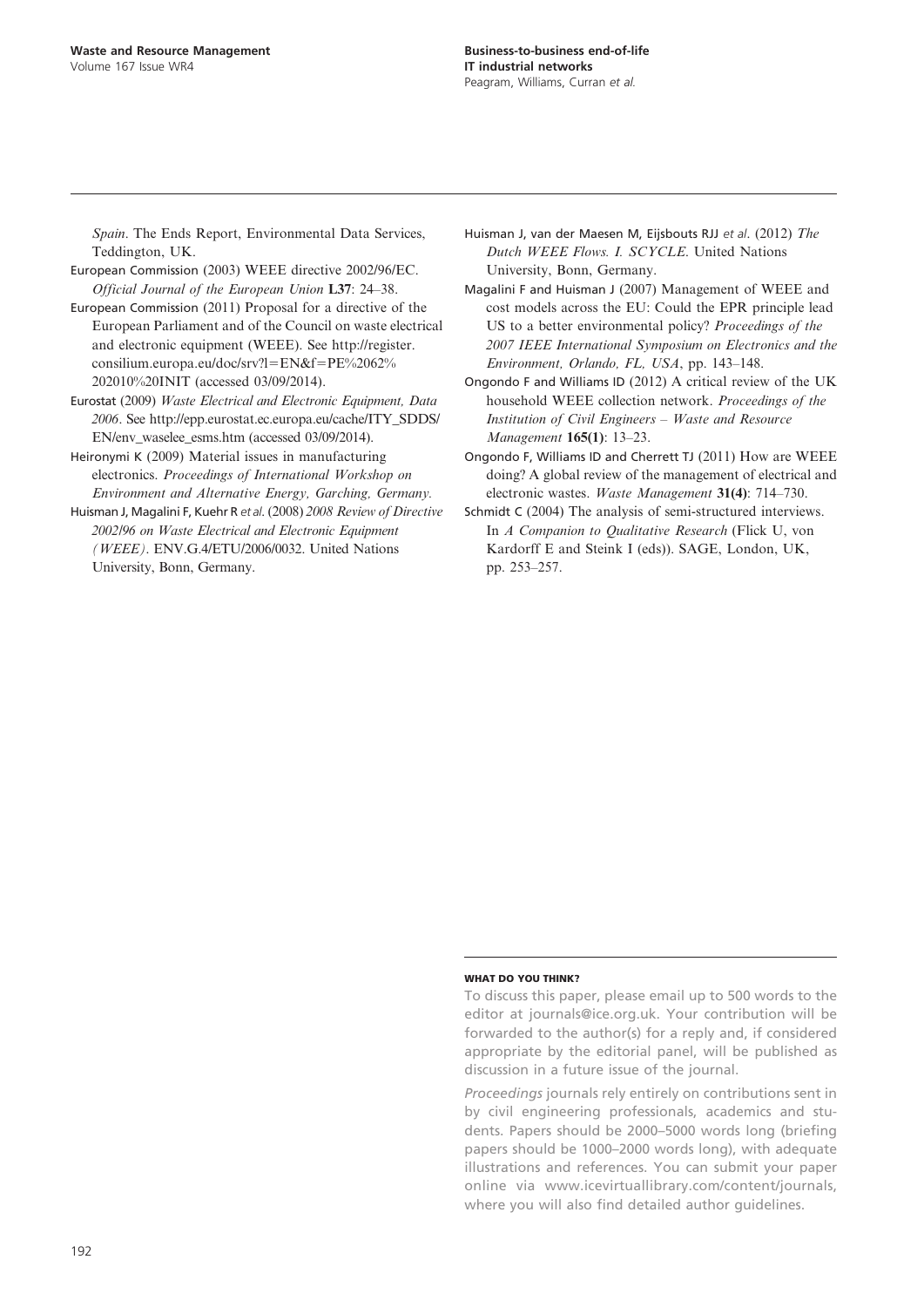*Spain*. The Ends Report, Environmental Data Services, Teddington, UK.

European Commission (2003) WEEE directive 2002/96/EC. *Official Journal of the European Union* **L37**: 24–38.

European Commission (2011) Proposal for a directive of the European Parliament and of the Council on waste electrical and electronic equipment (WEEE). See http://register.consilium.europa.eu/doc/srv?l=EN&f=PE%2062%202010%20INIT (accessed 03/09/2014).

Eurostat (2009) *Waste Electrical and Electronic Equipment, Data 2006*. See http://epp.eurostat.ec.europa.eu/cache/ITY_SDDS/EN/env_waselee_esms.htm (accessed 03/09/2014).

Heironymi K (2009) Material issues in manufacturing electronics. *Proceedings of International Workshop on Environment and Alternative Energy, Garching, Germany.*

Huisman J, Magalini F, Kuehr R *et al*. (2008) *2008 Review of Directive 2002/96 on Waste Electrical and Electronic Equipment (WEEE)*. ENV.G.4/ETU/2006/0032. United Nations University, Bonn, Germany.

Huisman J, van der Maesen M, Eijsbouts RJJ *et al*. (2012) *The Dutch WEEE Flows. I. SCYCLE*. United Nations University, Bonn, Germany.

Magalini F and Huisman J (2007) Management of WEEE and cost models across the EU: Could the EPR principle lead US to a better environmental policy? *Proceedings of the 2007 IEEE International Symposium on Electronics and the Environment, Orlando, FL, USA*, pp. 143–148.

Ongondo F and Williams ID (2012) A critical review of the UK household WEEE collection network. *Proceedings of the Institution of Civil Engineers – Waste and Resource Management* **165(1)**: 13–23.

Ongondo F, Williams ID and Cherrett TJ (2011) How are WEEE doing? A global review of the management of electrical and electronic wastes. *Waste Management* **31(4)**: 714–730.

Schmidt C (2004) The analysis of semi-structured interviews. In *A Companion to Qualitative Research* (Flick U, von Kardorff E and Steink I (eds)). SAGE, London, UK, pp. 253–257.

#### WHAT DO YOU THINK?

To discuss this paper, please email up to 500 words to the editor at journals@ice.org.uk. Your contribution will be forwarded to the author(s) for a reply and, if considered appropriate by the editorial panel, will be published as discussion in a future issue of the journal.

*Proceedings* journals rely entirely on contributions sent in by civil engineering professionals, academics and students. Papers should be 2000–5000 words long (briefing papers should be 1000–2000 words long), with adequate illustrations and references. You can submit your paper online via www.icevirtuallibrary.com/content/journals, where you will also find detailed author guidelines.